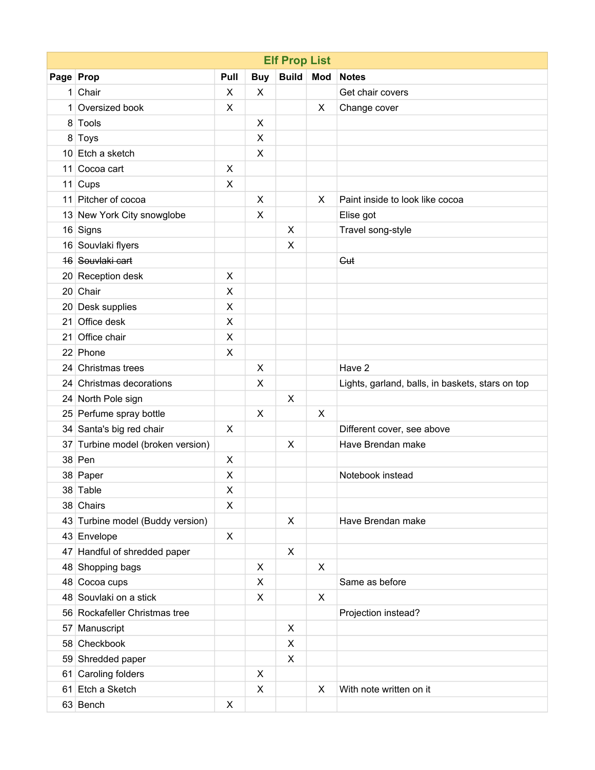| Elf Prop List | | | | | | |
|---|---|---|---|---|---|---|
| Page | Prop | Pull | Buy | Build | Mod | Notes |
| 1 | Chair | X | X | | | Get chair covers |
| 1 | Oversized book | X | | | X | Change cover |
| 8 | Tools | | X | | | |
| 8 | Toys | | X | | | |
| 10 | Etch a sketch | | X | | | |
| 11 | Cocoa cart | X | | | | |
| 11 | Cups | X | | | | |
| 11 | Pitcher of cocoa | | X | | X | Paint inside to look like cocoa |
| 13 | New York City snowglobe | | X | | | Elise got |
| 16 | Signs | | | X | | Travel song-style |
| 16 | Souvlaki flyers | | | X | | |
| ~~16~~ | ~~Souvlaki cart~~ | | | | | ~~Cut~~ |
| 20 | Reception desk | X | | | | |
| 20 | Chair | X | | | | |
| 20 | Desk supplies | X | | | | |
| 21 | Office desk | X | | | | |
| 21 | Office chair | X | | | | |
| 22 | Phone | X | | | | |
| 24 | Christmas trees | | X | | | Have 2 |
| 24 | Christmas decorations | | X | | | Lights, garland, balls, in baskets, stars on top |
| 24 | North Pole sign | | | X | | |
| 25 | Perfume spray bottle | | X | | X | |
| 34 | Santa's big red chair | X | | | | Different cover, see above |
| 37 | Turbine model (broken version) | | | X | | Have Brendan make |
| 38 | Pen | X | | | | |
| 38 | Paper | X | | | | Notebook instead |
| 38 | Table | X | | | | |
| 38 | Chairs | X | | | | |
| 43 | Turbine model (Buddy version) | | | X | | Have Brendan make |
| 43 | Envelope | X | | | | |
| 47 | Handful of shredded paper | | | X | | |
| 48 | Shopping bags | | X | | X | |
| 48 | Cocoa cups | | X | | | Same as before |
| 48 | Souvlaki on a stick | | X | | X | |
| 56 | Rockafeller Christmas tree | | | | | Projection instead? |
| 57 | Manuscript | | | X | | |
| 58 | Checkbook | | | X | | |
| 59 | Shredded paper | | | X | | |
| 61 | Caroling folders | | X | | | |
| 61 | Etch a Sketch | | X | | X | With note written on it |
| 63 | Bench | X | | | | |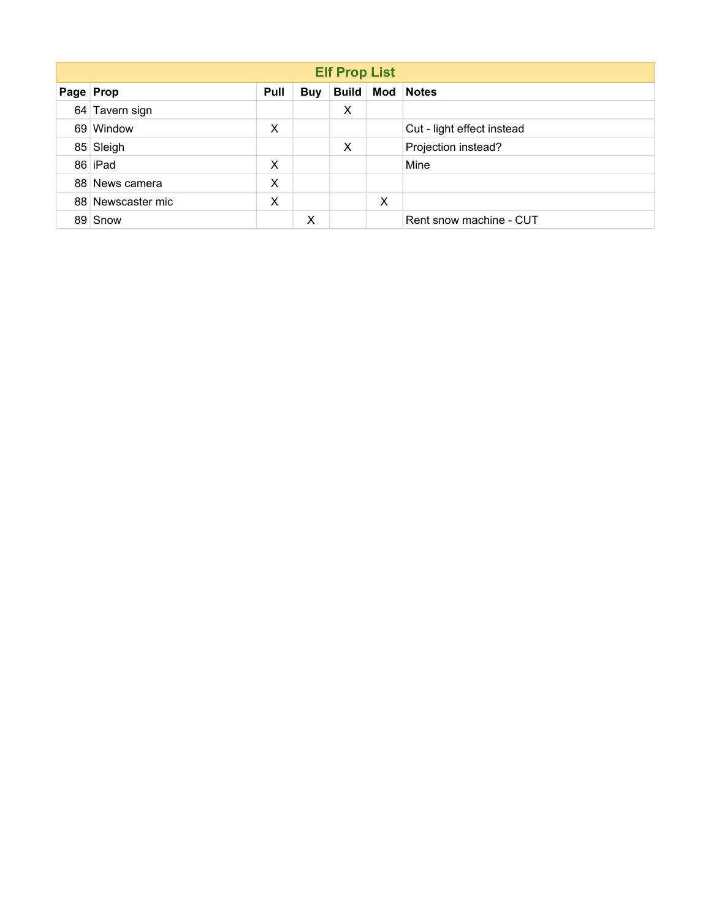## Elf Prop List

| Page | Prop | Pull | Buy | Build | Mod | Notes |
|---|---|---|---|---|---|---|
| 64 | Tavern sign | | | X | | |
| 69 | Window | X | | | | Cut - light effect instead |
| 85 | Sleigh | | | X | | Projection instead? |
| 86 | iPad | X | | | | Mine |
| 88 | News camera | X | | | | |
| 88 | Newscaster mic | X | | | X | |
| 89 | Snow | | X | | | Rent snow machine - CUT |